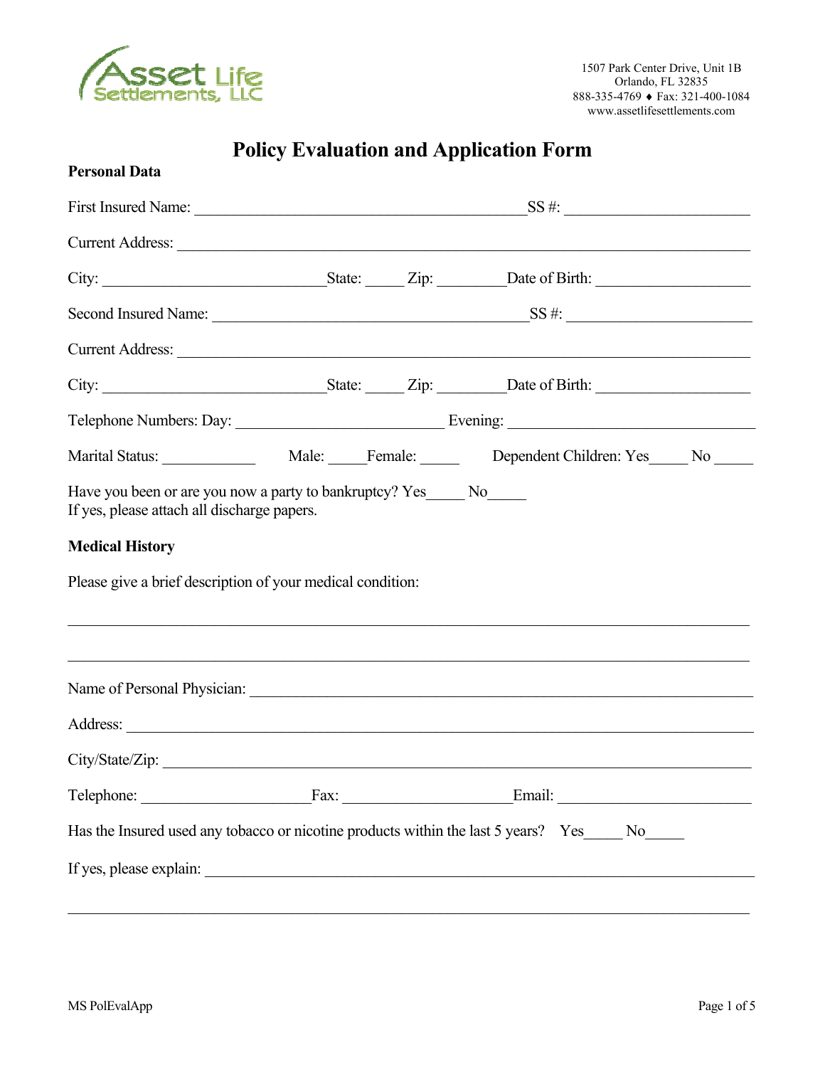Asset Life Settlements, LLC

1507 Park Center Drive, Unit 1B
Orlando, FL 32835
888-335-4769 ♦ Fax: 321-400-1084
www.assetlifesettlements.com

# Policy Evaluation and Application Form

**Personal Data**

First Insured Name: ___________________________________________SS #: ______________________

Current Address: ___________________________________________________________________________

City: ____________________________State: _____ Zip: ________Date of Birth: ___________________

Second Insured Name: ________________________________________SS #: ______________________

Current Address: ___________________________________________________________________________

City: ____________________________State: _____ Zip: ________Date of Birth: ___________________

Telephone Numbers: Day: ___________________________ Evening: _____________________________

Marital Status: ____________ Male: _____Female: _____ Dependent Children: Yes_____ No _____

Have you been or are you now a party to bankruptcy? Yes_____ No_____
If yes, please attach all discharge papers.

**Medical History**

Please give a brief description of your medical condition:

_____________________________________________________________________________________

_____________________________________________________________________________________

Name of Personal Physician: ____________________________________________________________

Address: ___________________________________________________________________________________

City/State/Zip: ____________________________________________________________________________

Telephone: _____________________Fax: _____________________Email: _______________________

Has the Insured used any tobacco or nicotine products within the last 5 years? Yes_____ No_____

If yes, please explain: _______________________________________________________________________

_____________________________________________________________________________________

MS PolEvalApp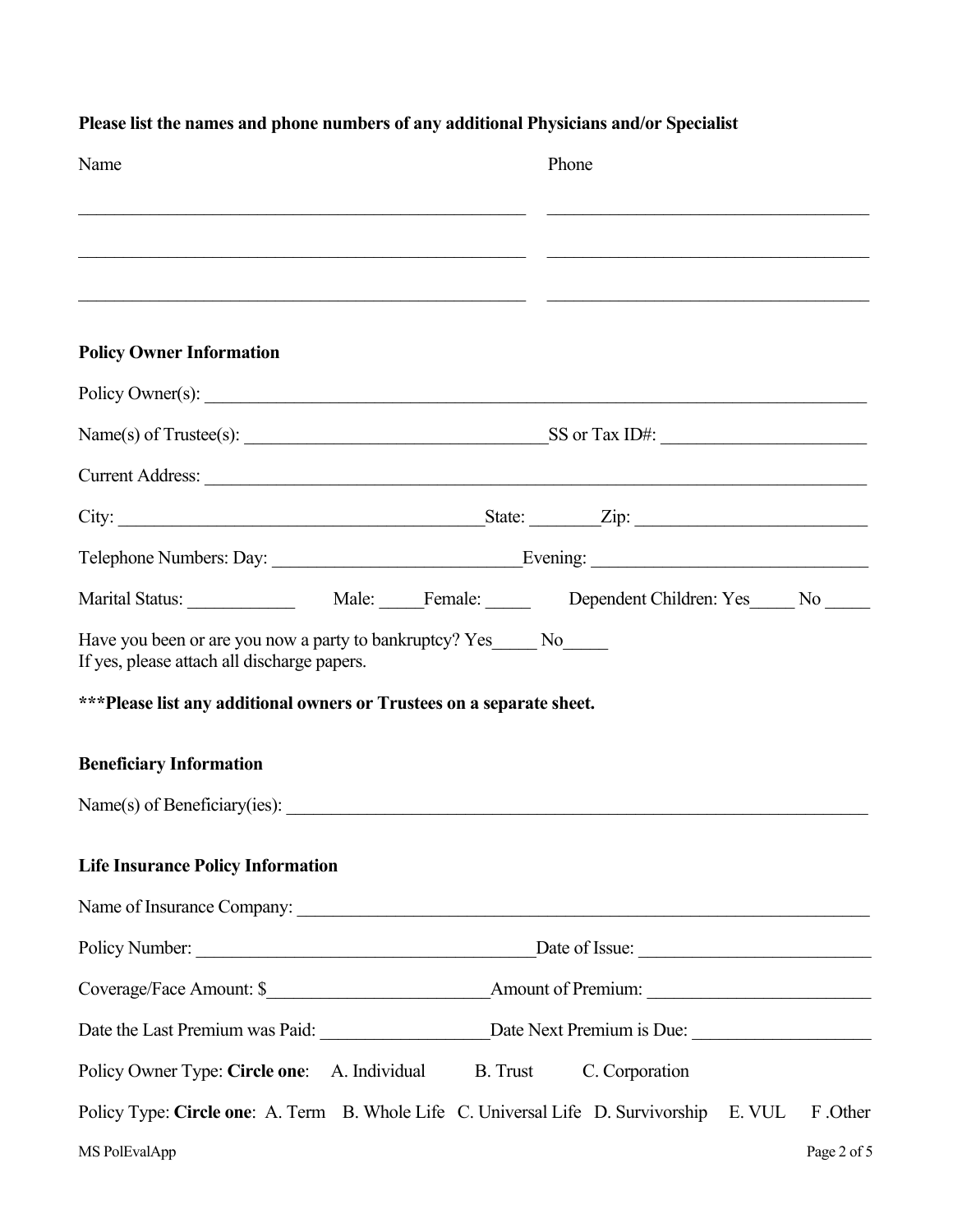**Please list the names and phone numbers of any additional Physicians and/or Specialist**

| Name | Phone |
| --- | --- |
| ___________________________________ | ___________________________ |
| ___________________________________ | ___________________________ |
| ___________________________________ | ___________________________ |

**Policy Owner Information**

Policy Owner(s): ____________________________________________________________

Name(s) of Trustee(s): ______________________________ SS or Tax ID#: ____________________

Current Address: ____________________________________________________________

City: ____________________________________ State: ________ Zip: ______________________

Telephone Numbers: Day: ________________________ Evening: ___________________________

Marital Status: ____________ Male: _____ Female: _____ Dependent Children: Yes_____ No _____

Have you been or are you now a party to bankruptcy? Yes_____ No_____
If yes, please attach all discharge papers.

**\*\*\*Please list any additional owners or Trustees on a separate sheet.**

**Beneficiary Information**

Name(s) of Beneficiary(ies): ______________________________________________________

**Life Insurance Policy Information**

Name of Insurance Company: _______________________________________________________

Policy Number: ___________________________________ Date of Issue: _______________________

Coverage/Face Amount: $_______________________ Amount of Premium: _______________________

Date the Last Premium was Paid: __________________ Date Next Premium is Due: __________________

Policy Owner Type: **Circle one**: A. Individual B. Trust C. Corporation

Policy Type: **Circle one**: A. Term B. Whole Life C. Universal Life D. Survivorship E. VUL F .Other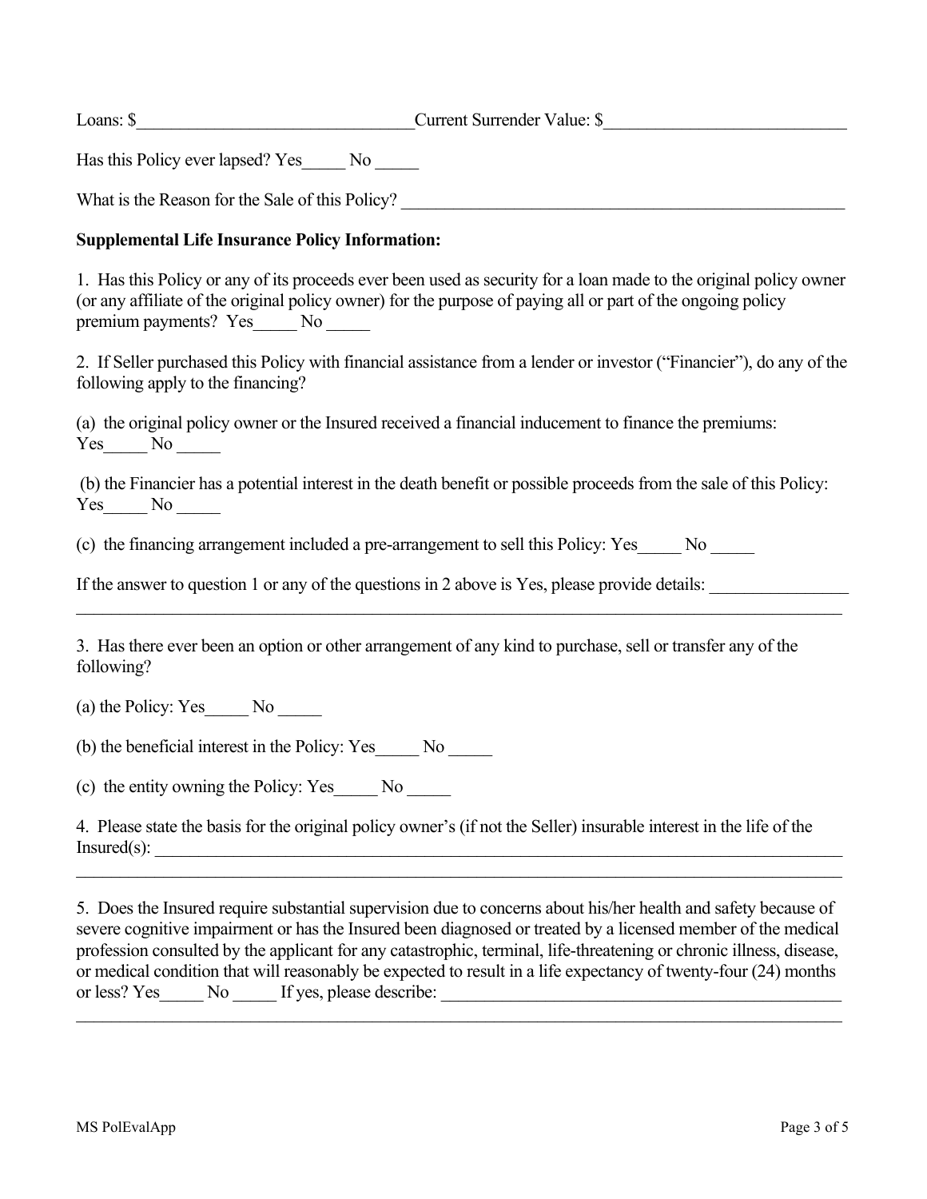Loans: $________________________________ Current Surrender Value: $____________________________

Has this Policy ever lapsed? Yes_____ No _____

What is the Reason for the Sale of this Policy? ____________________________________________________

**Supplemental Life Insurance Policy Information:**

1. Has this Policy or any of its proceeds ever been used as security for a loan made to the original policy owner (or any affiliate of the original policy owner) for the purpose of paying all or part of the ongoing policy premium payments? Yes_____ No _____

2. If Seller purchased this Policy with financial assistance from a lender or investor ("Financier"), do any of the following apply to the financing?

(a) the original policy owner or the Insured received a financial inducement to finance the premiums: Yes_____ No _____

(b) the Financier has a potential interest in the death benefit or possible proceeds from the sale of this Policy: Yes_____ No _____

(c) the financing arrangement included a pre-arrangement to sell this Policy: Yes_____ No _____

If the answer to question 1 or any of the questions in 2 above is Yes, please provide details: ________________
_____________________________________________________________________________________________

3. Has there ever been an option or other arrangement of any kind to purchase, sell or transfer any of the following?

(a) the Policy: Yes_____ No _____

(b) the beneficial interest in the Policy: Yes_____ No _____

(c) the entity owning the Policy: Yes_____ No _____

4. Please state the basis for the original policy owner's (if not the Seller) insurable interest in the life of the Insured(s): ______________________________________________________________________________
_____________________________________________________________________________________________

5. Does the Insured require substantial supervision due to concerns about his/her health and safety because of severe cognitive impairment or has the Insured been diagnosed or treated by a licensed member of the medical profession consulted by the applicant for any catastrophic, terminal, life-threatening or chronic illness, disease, or medical condition that will reasonably be expected to result in a life expectancy of twenty-four (24) months or less? Yes_____ No _____ If yes, please describe: _________________________________________________
_____________________________________________________________________________________________

MS PolEvalApp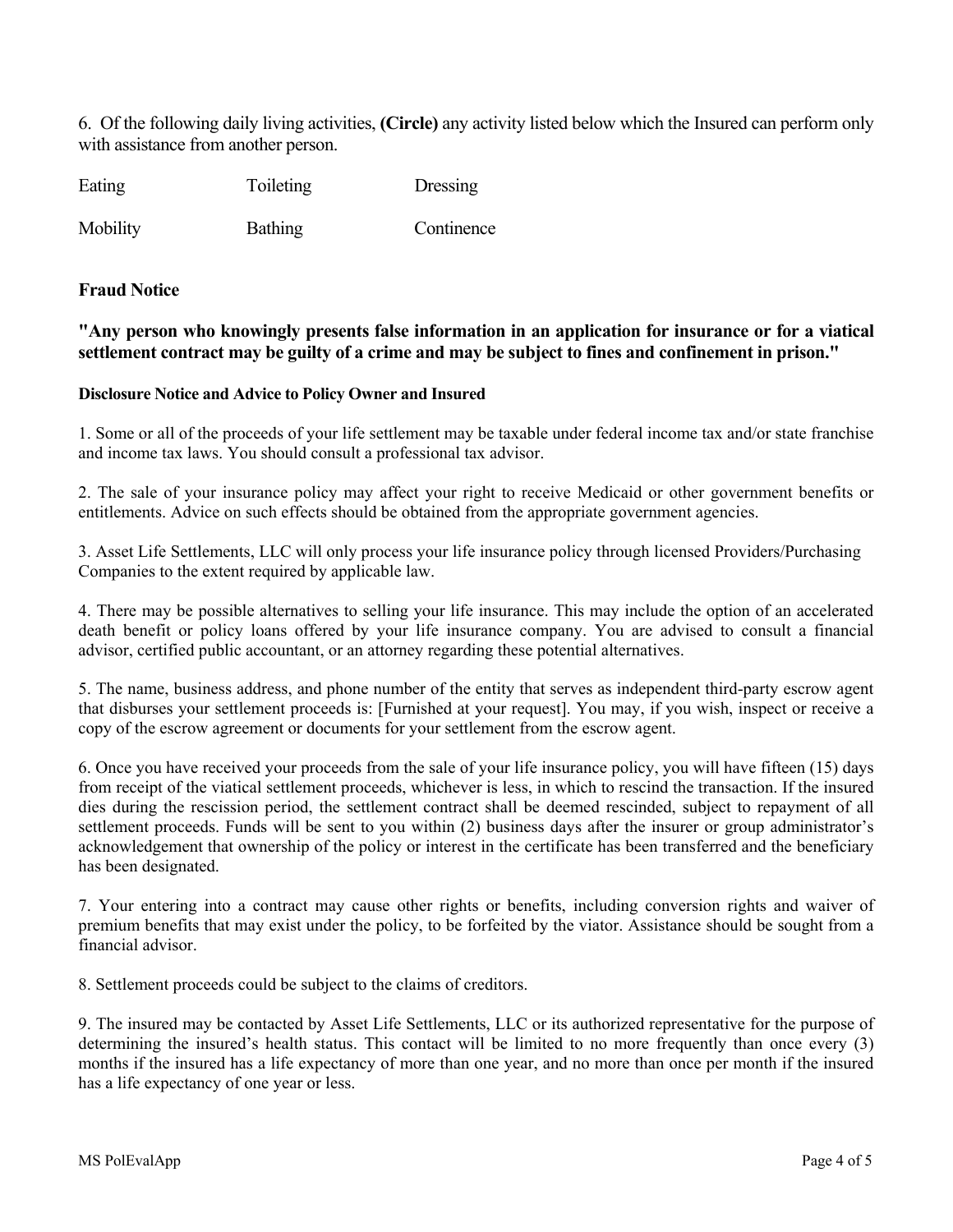6. Of the following daily living activities, **(Circle)** any activity listed below which the Insured can perform only with assistance from another person.

| Eating | Toileting | Dressing |
|---|---|---|
| Mobility | Bathing | Continence |

### Fraud Notice

**"Any person who knowingly presents false information in an application for insurance or for a viatical settlement contract may be guilty of a crime and may be subject to fines and confinement in prison."**

#### Disclosure Notice and Advice to Policy Owner and Insured

1. Some or all of the proceeds of your life settlement may be taxable under federal income tax and/or state franchise and income tax laws. You should consult a professional tax advisor.

2. The sale of your insurance policy may affect your right to receive Medicaid or other government benefits or entitlements. Advice on such effects should be obtained from the appropriate government agencies.

3. Asset Life Settlements, LLC will only process your life insurance policy through licensed Providers/Purchasing Companies to the extent required by applicable law.

4. There may be possible alternatives to selling your life insurance. This may include the option of an accelerated death benefit or policy loans offered by your life insurance company. You are advised to consult a financial advisor, certified public accountant, or an attorney regarding these potential alternatives.

5. The name, business address, and phone number of the entity that serves as independent third-party escrow agent that disburses your settlement proceeds is: [Furnished at your request]. You may, if you wish, inspect or receive a copy of the escrow agreement or documents for your settlement from the escrow agent.

6. Once you have received your proceeds from the sale of your life insurance policy, you will have fifteen (15) days from receipt of the viatical settlement proceeds, whichever is less, in which to rescind the transaction. If the insured dies during the rescission period, the settlement contract shall be deemed rescinded, subject to repayment of all settlement proceeds. Funds will be sent to you within (2) business days after the insurer or group administrator's acknowledgement that ownership of the policy or interest in the certificate has been transferred and the beneficiary has been designated.

7. Your entering into a contract may cause other rights or benefits, including conversion rights and waiver of premium benefits that may exist under the policy, to be forfeited by the viator. Assistance should be sought from a financial advisor.

8. Settlement proceeds could be subject to the claims of creditors.

9. The insured may be contacted by Asset Life Settlements, LLC or its authorized representative for the purpose of determining the insured's health status. This contact will be limited to no more frequently than once every (3) months if the insured has a life expectancy of more than one year, and no more than once per month if the insured has a life expectancy of one year or less.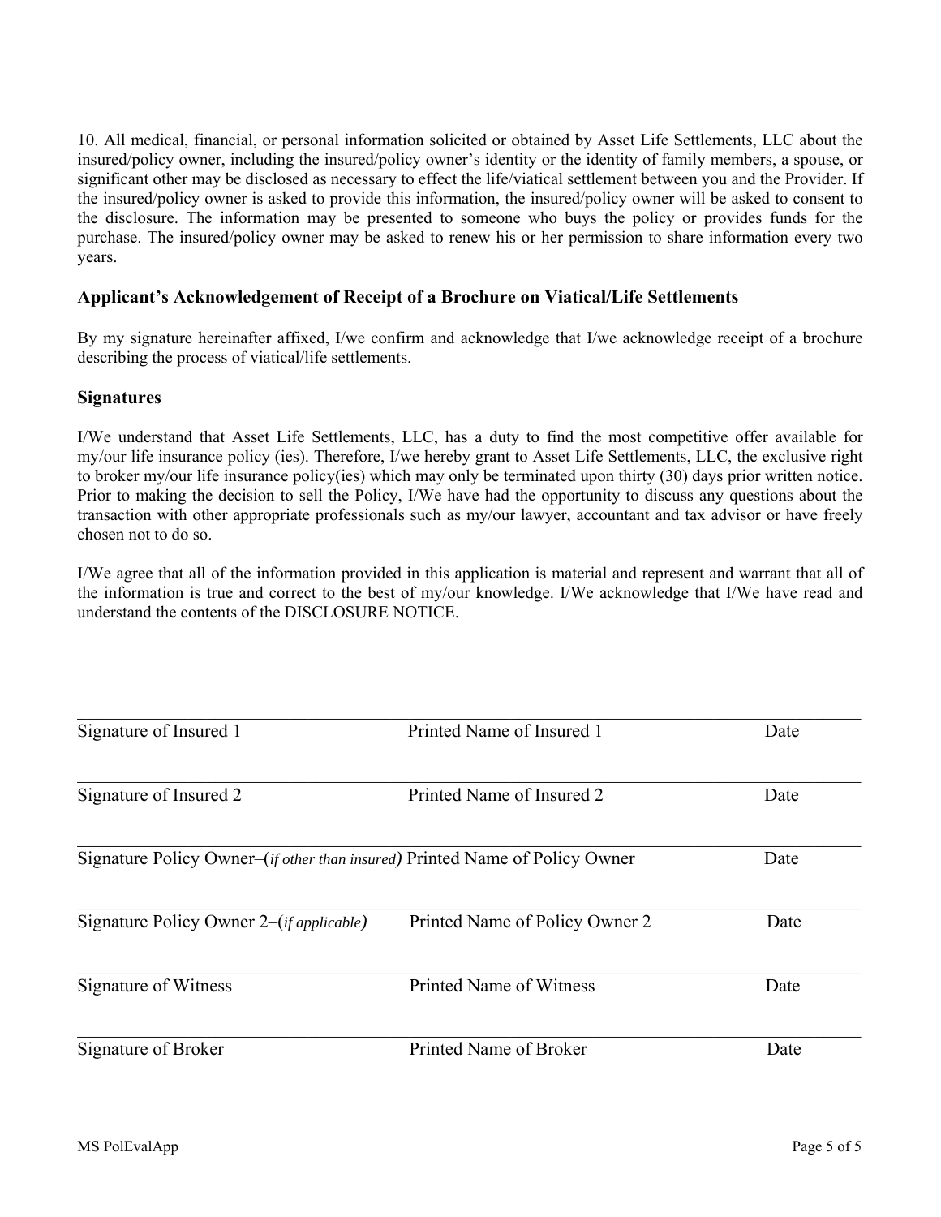10. All medical, financial, or personal information solicited or obtained by Asset Life Settlements, LLC about the insured/policy owner, including the insured/policy owner's identity or the identity of family members, a spouse, or significant other may be disclosed as necessary to effect the life/viatical settlement between you and the Provider. If the insured/policy owner is asked to provide this information, the insured/policy owner will be asked to consent to the disclosure. The information may be presented to someone who buys the policy or provides funds for the purchase. The insured/policy owner may be asked to renew his or her permission to share information every two years.

### Applicant's Acknowledgement of Receipt of a Brochure on Viatical/Life Settlements

By my signature hereinafter affixed, I/we confirm and acknowledge that I/we acknowledge receipt of a brochure describing the process of viatical/life settlements.

### Signatures

I/We understand that Asset Life Settlements, LLC, has a duty to find the most competitive offer available for my/our life insurance policy (ies). Therefore, I/we hereby grant to Asset Life Settlements, LLC, the exclusive right to broker my/our life insurance policy(ies) which may only be terminated upon thirty (30) days prior written notice. Prior to making the decision to sell the Policy, I/We have had the opportunity to discuss any questions about the transaction with other appropriate professionals such as my/our lawyer, accountant and tax advisor or have freely chosen not to do so.

I/We agree that all of the information provided in this application is material and represent and warrant that all of the information is true and correct to the best of my/our knowledge. I/We acknowledge that I/We have read and understand the contents of the DISCLOSURE NOTICE.

\_\_\_\_\_\_\_\_\_\_\_\_\_\_\_\_\_\_\_\_\_\_\_\_\_\_\_\_\_\_\_\_\_\_\_\_\_\_\_\_\_\_\_\_\_\_\_\_\_\_\_\_\_\_\_\_\_\_\_\_
Signature of Insured 1 | Printed Name of Insured 1 | Date

\_\_\_\_\_\_\_\_\_\_\_\_\_\_\_\_\_\_\_\_\_\_\_\_\_\_\_\_\_\_\_\_\_\_\_\_\_\_\_\_\_\_\_\_\_\_\_\_\_\_\_\_\_\_\_\_\_\_\_\_
Signature of Insured 2 | Printed Name of Insured 2 | Date

\_\_\_\_\_\_\_\_\_\_\_\_\_\_\_\_\_\_\_\_\_\_\_\_\_\_\_\_\_\_\_\_\_\_\_\_\_\_\_\_\_\_\_\_\_\_\_\_\_\_\_\_\_\_\_\_\_\_\_\_
Signature Policy Owner–(*if other than insured)* | Printed Name of Policy Owner | Date

\_\_\_\_\_\_\_\_\_\_\_\_\_\_\_\_\_\_\_\_\_\_\_\_\_\_\_\_\_\_\_\_\_\_\_\_\_\_\_\_\_\_\_\_\_\_\_\_\_\_\_\_\_\_\_\_\_\_\_\_
Signature Policy Owner 2–(*if applicable)* | Printed Name of Policy Owner 2 | Date

\_\_\_\_\_\_\_\_\_\_\_\_\_\_\_\_\_\_\_\_\_\_\_\_\_\_\_\_\_\_\_\_\_\_\_\_\_\_\_\_\_\_\_\_\_\_\_\_\_\_\_\_\_\_\_\_\_\_\_\_
Signature of Witness | Printed Name of Witness | Date

\_\_\_\_\_\_\_\_\_\_\_\_\_\_\_\_\_\_\_\_\_\_\_\_\_\_\_\_\_\_\_\_\_\_\_\_\_\_\_\_\_\_\_\_\_\_\_\_\_\_\_\_\_\_\_\_\_\_\_\_
Signature of Broker | Printed Name of Broker | Date

MS PolEvalApp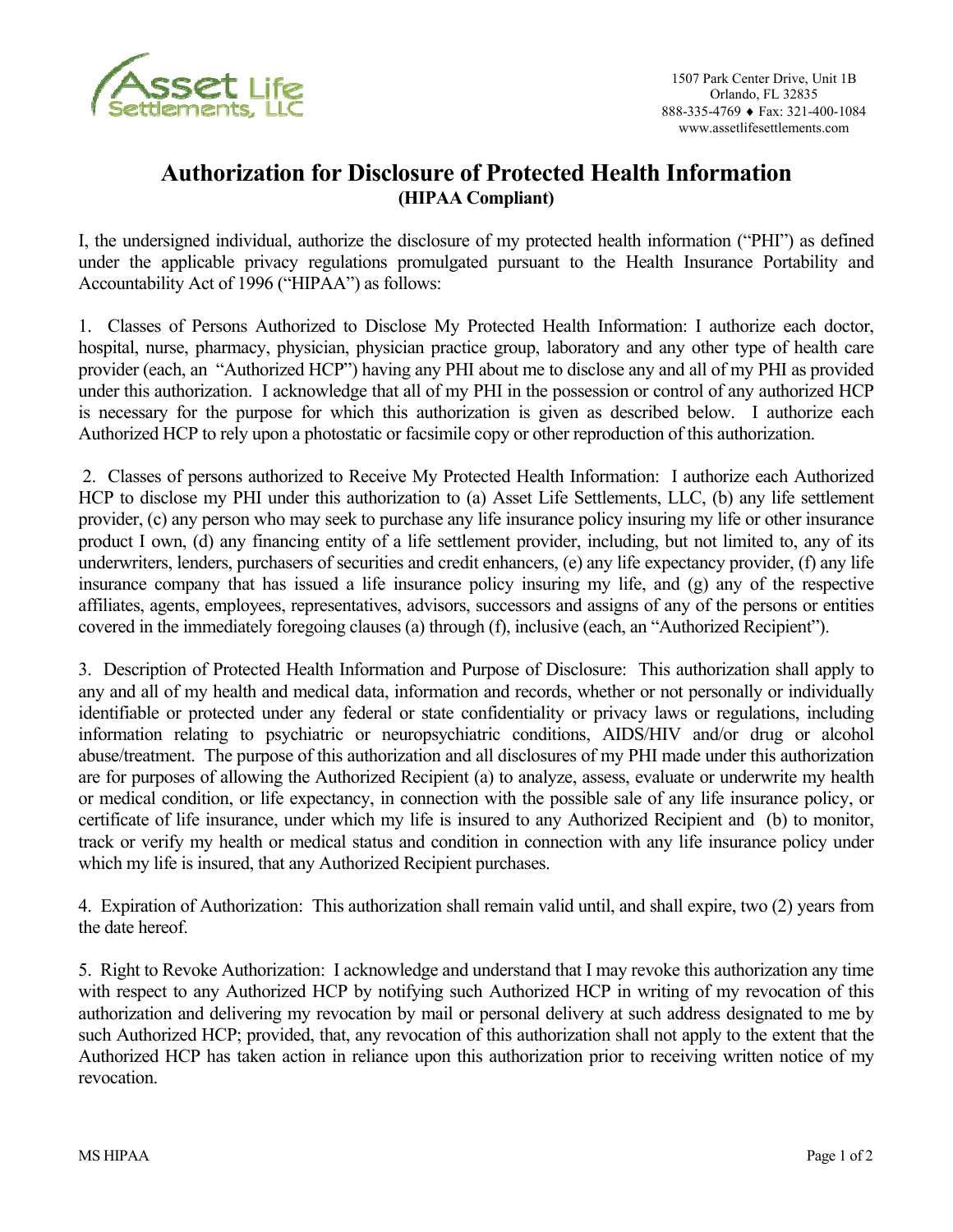Asset Life Settlements, LLC

1507 Park Center Drive, Unit 1B
Orlando, FL 32835
888-335-4769 ♦ Fax: 321-400-1084
www.assetlifesettlements.com

# Authorization for Disclosure of Protected Health Information
**(HIPAA Compliant)**

I, the undersigned individual, authorize the disclosure of my protected health information ("PHI") as defined under the applicable privacy regulations promulgated pursuant to the Health Insurance Portability and Accountability Act of 1996 ("HIPAA") as follows:

1. Classes of Persons Authorized to Disclose My Protected Health Information: I authorize each doctor, hospital, nurse, pharmacy, physician, physician practice group, laboratory and any other type of health care provider (each, an "Authorized HCP") having any PHI about me to disclose any and all of my PHI as provided under this authorization. I acknowledge that all of my PHI in the possession or control of any authorized HCP is necessary for the purpose for which this authorization is given as described below. I authorize each Authorized HCP to rely upon a photostatic or facsimile copy or other reproduction of this authorization.

2. Classes of persons authorized to Receive My Protected Health Information: I authorize each Authorized HCP to disclose my PHI under this authorization to (a) Asset Life Settlements, LLC, (b) any life settlement provider, (c) any person who may seek to purchase any life insurance policy insuring my life or other insurance product I own, (d) any financing entity of a life settlement provider, including, but not limited to, any of its underwriters, lenders, purchasers of securities and credit enhancers, (e) any life expectancy provider, (f) any life insurance company that has issued a life insurance policy insuring my life, and (g) any of the respective affiliates, agents, employees, representatives, advisors, successors and assigns of any of the persons or entities covered in the immediately foregoing clauses (a) through (f), inclusive (each, an "Authorized Recipient").

3. Description of Protected Health Information and Purpose of Disclosure: This authorization shall apply to any and all of my health and medical data, information and records, whether or not personally or individually identifiable or protected under any federal or state confidentiality or privacy laws or regulations, including information relating to psychiatric or neuropsychiatric conditions, AIDS/HIV and/or drug or alcohol abuse/treatment. The purpose of this authorization and all disclosures of my PHI made under this authorization are for purposes of allowing the Authorized Recipient (a) to analyze, assess, evaluate or underwrite my health or medical condition, or life expectancy, in connection with the possible sale of any life insurance policy, or certificate of life insurance, under which my life is insured to any Authorized Recipient and (b) to monitor, track or verify my health or medical status and condition in connection with any life insurance policy under which my life is insured, that any Authorized Recipient purchases.

4. Expiration of Authorization: This authorization shall remain valid until, and shall expire, two (2) years from the date hereof.

5. Right to Revoke Authorization: I acknowledge and understand that I may revoke this authorization any time with respect to any Authorized HCP by notifying such Authorized HCP in writing of my revocation of this authorization and delivering my revocation by mail or personal delivery at such address designated to me by such Authorized HCP; provided, that, any revocation of this authorization shall not apply to the extent that the Authorized HCP has taken action in reliance upon this authorization prior to receiving written notice of my revocation.

MS HIPAA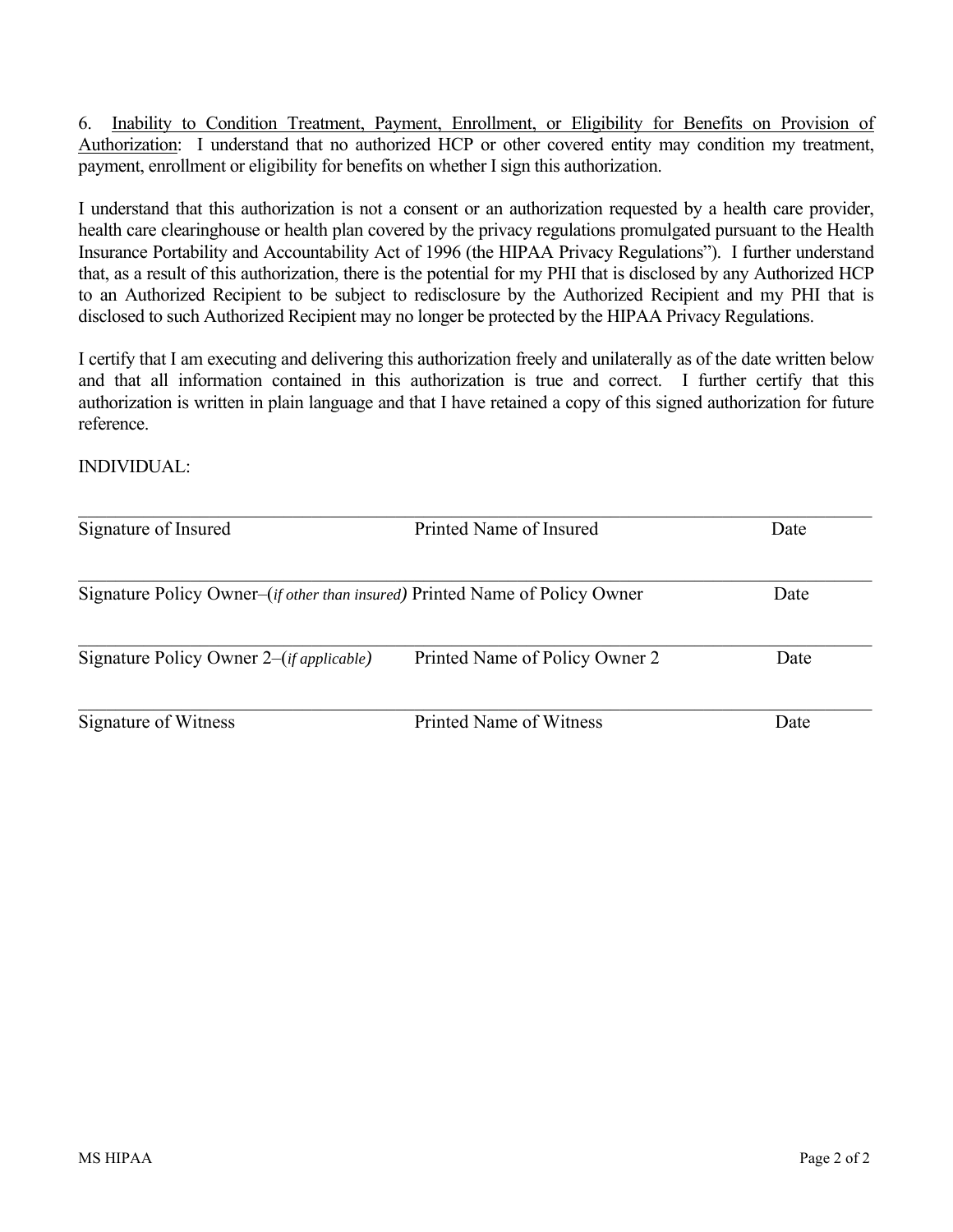6. Inability to Condition Treatment, Payment, Enrollment, or Eligibility for Benefits on Provision of Authorization: I understand that no authorized HCP or other covered entity may condition my treatment, payment, enrollment or eligibility for benefits on whether I sign this authorization.

I understand that this authorization is not a consent or an authorization requested by a health care provider, health care clearinghouse or health plan covered by the privacy regulations promulgated pursuant to the Health Insurance Portability and Accountability Act of 1996 (the HIPAA Privacy Regulations"). I further understand that, as a result of this authorization, there is the potential for my PHI that is disclosed by any Authorized HCP to an Authorized Recipient to be subject to redisclosure by the Authorized Recipient and my PHI that is disclosed to such Authorized Recipient may no longer be protected by the HIPAA Privacy Regulations.

I certify that I am executing and delivering this authorization freely and unilaterally as of the date written below and that all information contained in this authorization is true and correct. I further certify that this authorization is written in plain language and that I have retained a copy of this signed authorization for future reference.

INDIVIDUAL:

______________________________________________________________________________

Signature of Insured Printed Name of Insured Date

______________________________________________________________________________

Signature Policy Owner–(*if other than insured*) Printed Name of Policy Owner Date

______________________________________________________________________________

Signature Policy Owner 2–(*if applicable*) Printed Name of Policy Owner 2 Date

______________________________________________________________________________

Signature of Witness Printed Name of Witness Date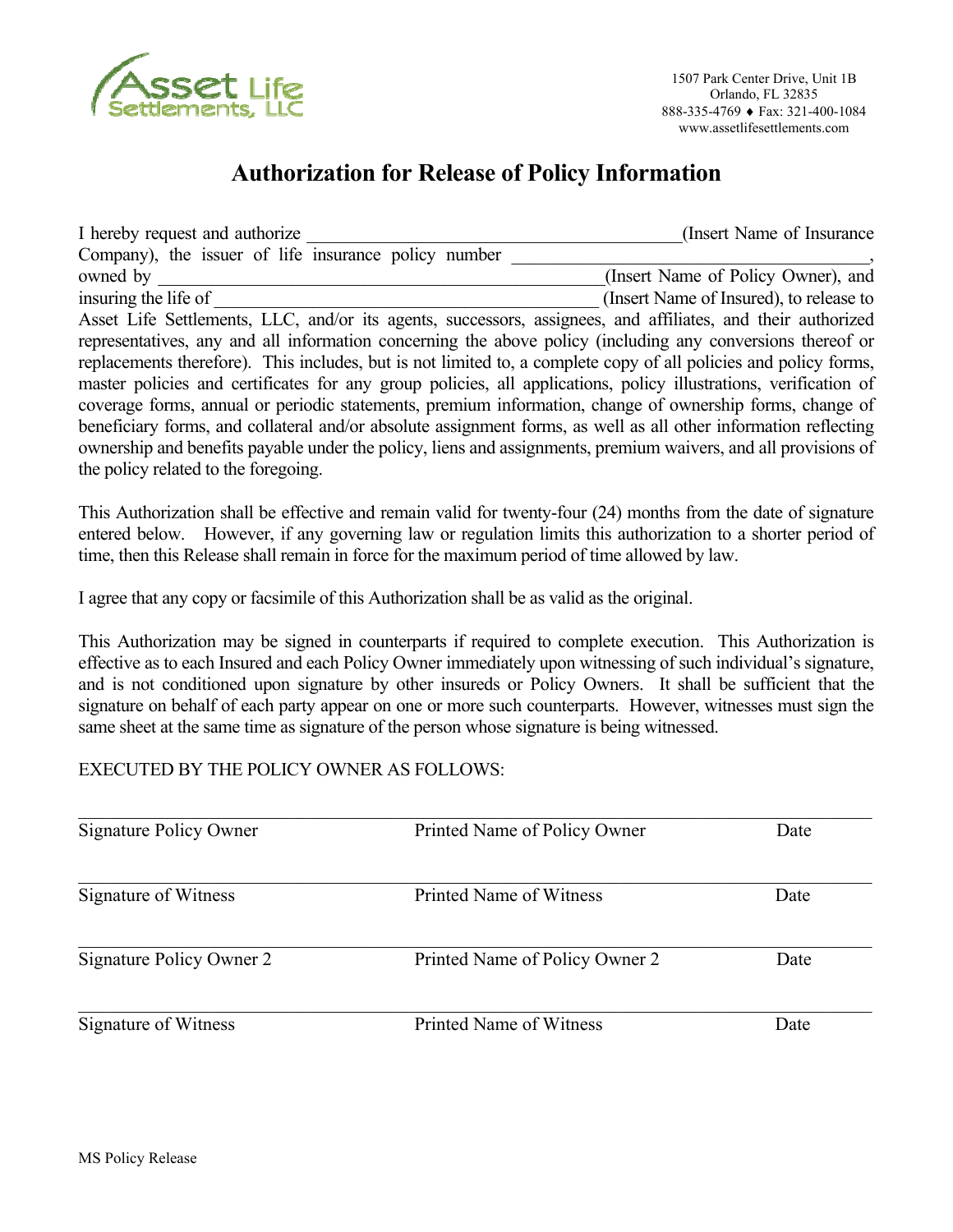Asset Life Settlements, LLC

1507 Park Center Drive, Unit 1B
Orlando, FL 32835
888-335-4769 ♦ Fax: 321-400-1084
www.assetlifesettlements.com

# Authorization for Release of Policy Information

I hereby request and authorize ________________________________________(Insert Name of Insurance Company), the issuer of life insurance policy number ________________________________________, owned by ________________________________________________(Insert Name of Policy Owner), and insuring the life of ________________________________________________ (Insert Name of Insured), to release to Asset Life Settlements, LLC, and/or its agents, successors, assignees, and affiliates, and their authorized representatives, any and all information concerning the above policy (including any conversions thereof or replacements therefore). This includes, but is not limited to, a complete copy of all policies and policy forms, master policies and certificates for any group policies, all applications, policy illustrations, verification of coverage forms, annual or periodic statements, premium information, change of ownership forms, change of beneficiary forms, and collateral and/or absolute assignment forms, as well as all other information reflecting ownership and benefits payable under the policy, liens and assignments, premium waivers, and all provisions of the policy related to the foregoing.

This Authorization shall be effective and remain valid for twenty-four (24) months from the date of signature entered below. However, if any governing law or regulation limits this authorization to a shorter period of time, then this Release shall remain in force for the maximum period of time allowed by law.

I agree that any copy or facsimile of this Authorization shall be as valid as the original.

This Authorization may be signed in counterparts if required to complete execution. This Authorization is effective as to each Insured and each Policy Owner immediately upon witnessing of such individual's signature, and is not conditioned upon signature by other insureds or Policy Owners. It shall be sufficient that the signature on behalf of each party appear on one or more such counterparts. However, witnesses must sign the same sheet at the same time as signature of the person whose signature is being witnessed.

EXECUTED BY THE POLICY OWNER AS FOLLOWS:

| Signature Policy Owner | Printed Name of Policy Owner | Date |
|---|---|---|
| Signature of Witness | Printed Name of Witness | Date |
| Signature Policy Owner 2 | Printed Name of Policy Owner 2 | Date |
| Signature of Witness | Printed Name of Witness | Date |

MS Policy Release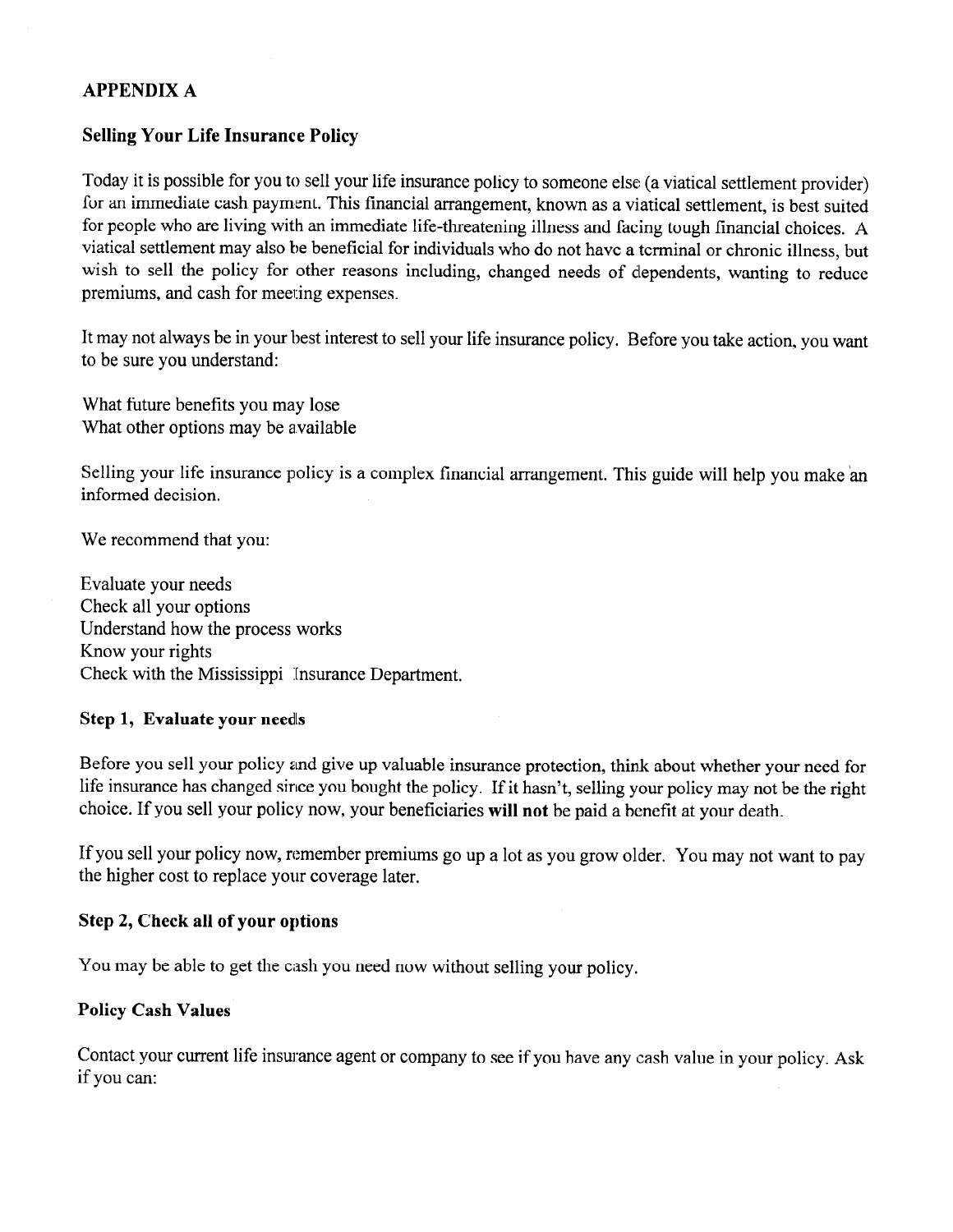## APPENDIX A

### Selling Your Life Insurance Policy

Today it is possible for you to sell your life insurance policy to someone else (a viatical settlement provider) for an immediate cash payment. This financial arrangement, known as a viatical settlement, is best suited for people who are living with an immediate life-threatening illness and facing tough financial choices. A viatical settlement may also be beneficial for individuals who do not have a terminal or chronic illness, but wish to sell the policy for other reasons including, changed needs of dependents, wanting to reduce premiums, and cash for meeting expenses.

It may not always be in your best interest to sell your life insurance policy. Before you take action, you want to be sure you understand:

What future benefits you may lose
What other options may be available

Selling your life insurance policy is a complex financial arrangement. This guide will help you make an informed decision.

We recommend that you:

Evaluate your needs
Check all your options
Understand how the process works
Know your rights
Check with the Mississippi Insurance Department.

#### Step 1, Evaluate your needs

Before you sell your policy and give up valuable insurance protection, think about whether your need for life insurance has changed since you bought the policy. If it hasn't, selling your policy may not be the right choice. If you sell your policy now, your beneficiaries **will not** be paid a benefit at your death.

If you sell your policy now, remember premiums go up a lot as you grow older. You may not want to pay the higher cost to replace your coverage later.

#### Step 2, Check all of your options

You may be able to get the cash you need now without selling your policy.

#### Policy Cash Values

Contact your current life insurance agent or company to see if you have any cash value in your policy. Ask if you can: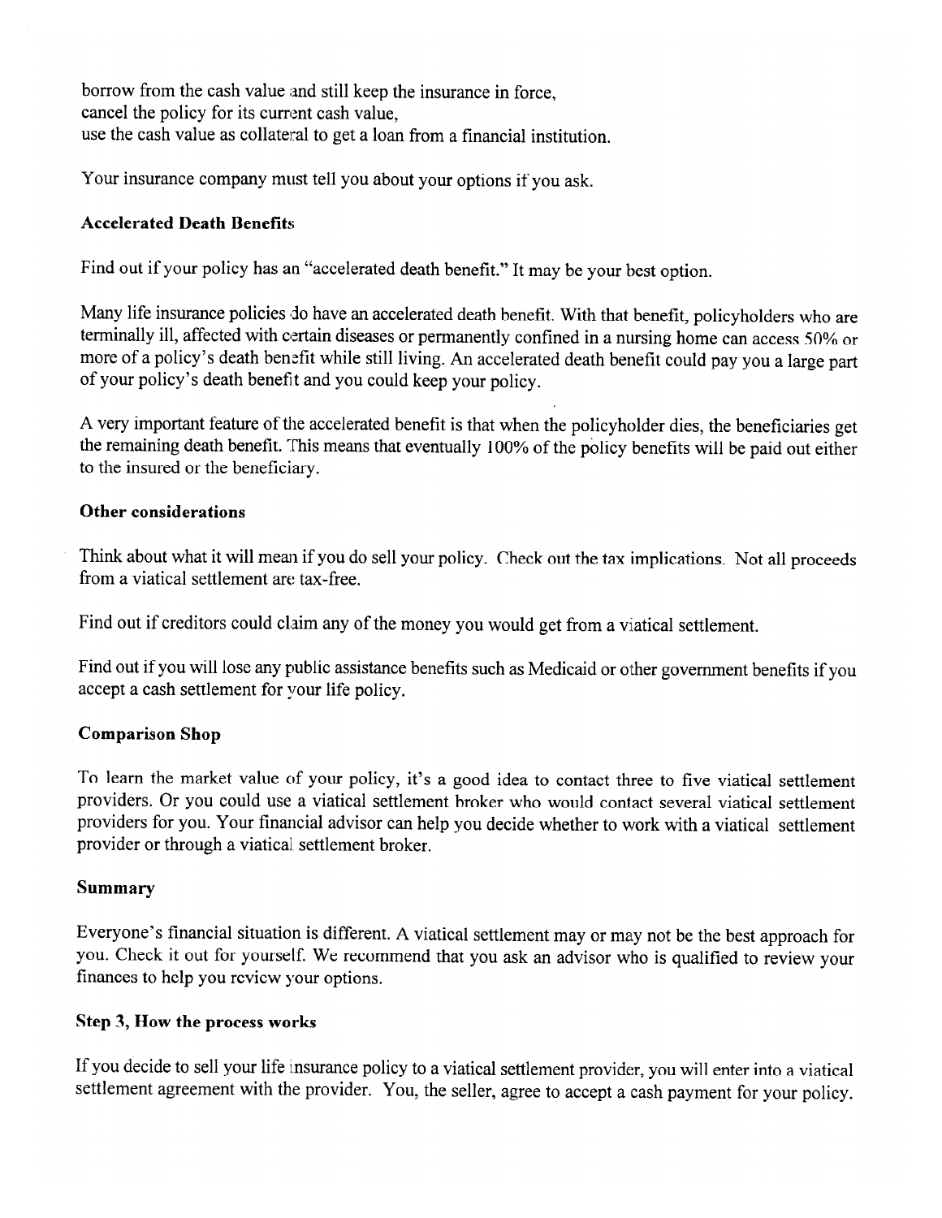borrow from the cash value and still keep the insurance in force,
cancel the policy for its current cash value,
use the cash value as collateral to get a loan from a financial institution.

Your insurance company must tell you about your options if you ask.

**Accelerated Death Benefits**

Find out if your policy has an "accelerated death benefit." It may be your best option.

Many life insurance policies do have an accelerated death benefit. With that benefit, policyholders who are terminally ill, affected with certain diseases or permanently confined in a nursing home can access 50% or more of a policy's death benefit while still living. An accelerated death benefit could pay you a large part of your policy's death benefit and you could keep your policy.

A very important feature of the accelerated benefit is that when the policyholder dies, the beneficiaries get the remaining death benefit. This means that eventually 100% of the policy benefits will be paid out either to the insured or the beneficiary.

**Other considerations**

Think about what it will mean if you do sell your policy. Check out the tax implications. Not all proceeds from a viatical settlement are tax-free.

Find out if creditors could claim any of the money you would get from a viatical settlement.

Find out if you will lose any public assistance benefits such as Medicaid or other government benefits if you accept a cash settlement for your life policy.

**Comparison Shop**

To learn the market value of your policy, it's a good idea to contact three to five viatical settlement providers. Or you could use a viatical settlement broker who would contact several viatical settlement providers for you. Your financial advisor can help you decide whether to work with a viatical settlement provider or through a viatical settlement broker.

**Summary**

Everyone's financial situation is different. A viatical settlement may or may not be the best approach for you. Check it out for yourself. We recommend that you ask an advisor who is qualified to review your finances to help you review your options.

**Step 3, How the process works**

If you decide to sell your life insurance policy to a viatical settlement provider, you will enter into a viatical settlement agreement with the provider. You, the seller, agree to accept a cash payment for your policy.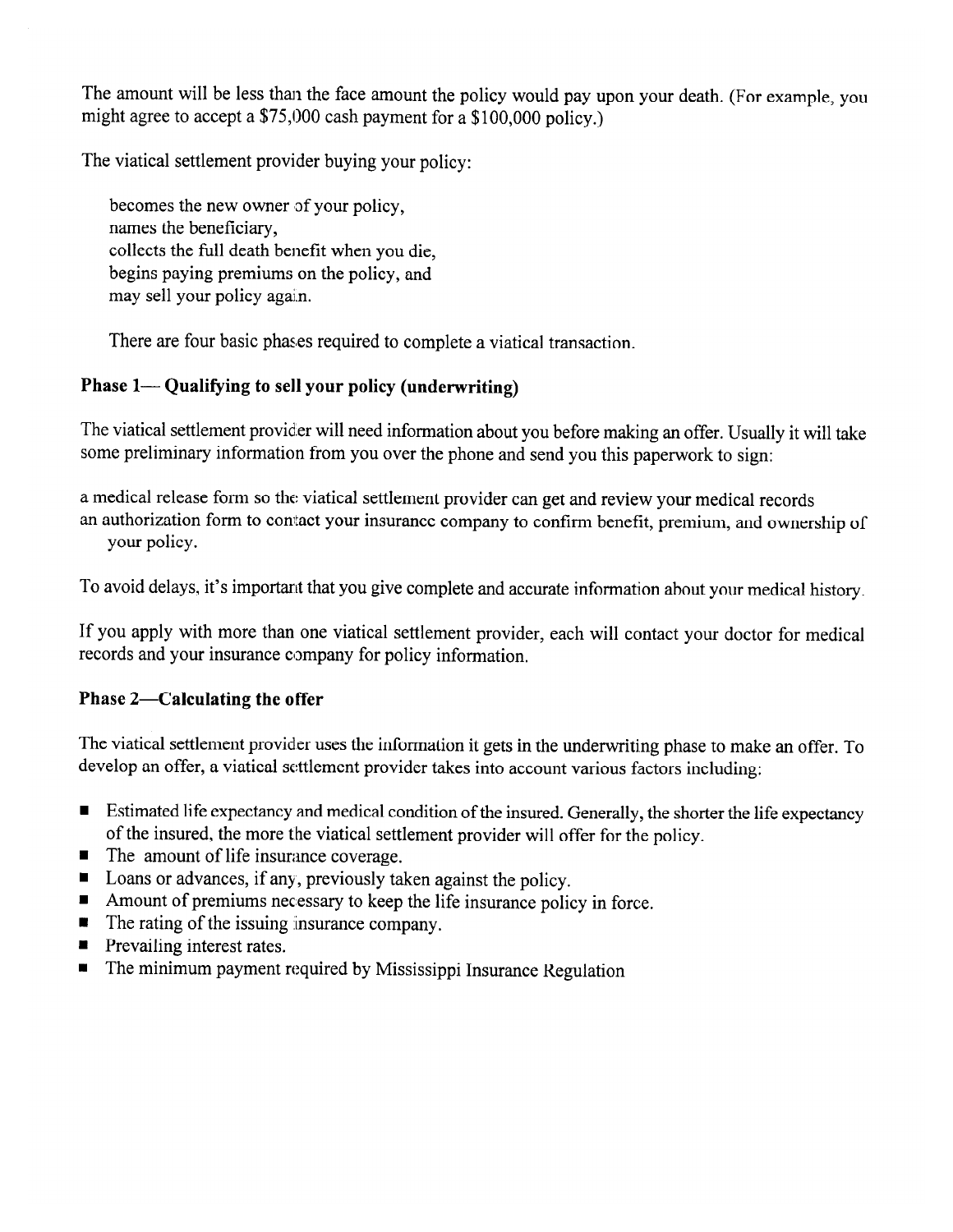The amount will be less than the face amount the policy would pay upon your death. (For example, you might agree to accept a $75,000 cash payment for a $100,000 policy.)

The viatical settlement provider buying your policy:

becomes the new owner of your policy,
names the beneficiary,
collects the full death benefit when you die,
begins paying premiums on the policy, and
may sell your policy again.

There are four basic phases required to complete a viatical transaction.

**Phase 1— Qualifying to sell your policy (underwriting)**

The viatical settlement provider will need information about you before making an offer. Usually it will take some preliminary information from you over the phone and send you this paperwork to sign:

a medical release form so the viatical settlement provider can get and review your medical records
an authorization form to contact your insurance company to confirm benefit, premium, and ownership of your policy.

To avoid delays, it's important that you give complete and accurate information about your medical history.

If you apply with more than one viatical settlement provider, each will contact your doctor for medical records and your insurance company for policy information.

**Phase 2—Calculating the offer**

The viatical settlement provider uses the information it gets in the underwriting phase to make an offer. To develop an offer, a viatical settlement provider takes into account various factors including:

- Estimated life expectancy and medical condition of the insured. Generally, the shorter the life expectancy of the insured, the more the viatical settlement provider will offer for the policy.
- The amount of life insurance coverage.
- Loans or advances, if any, previously taken against the policy.
- Amount of premiums necessary to keep the life insurance policy in force.
- The rating of the issuing insurance company.
- Prevailing interest rates.
- The minimum payment required by Mississippi Insurance Regulation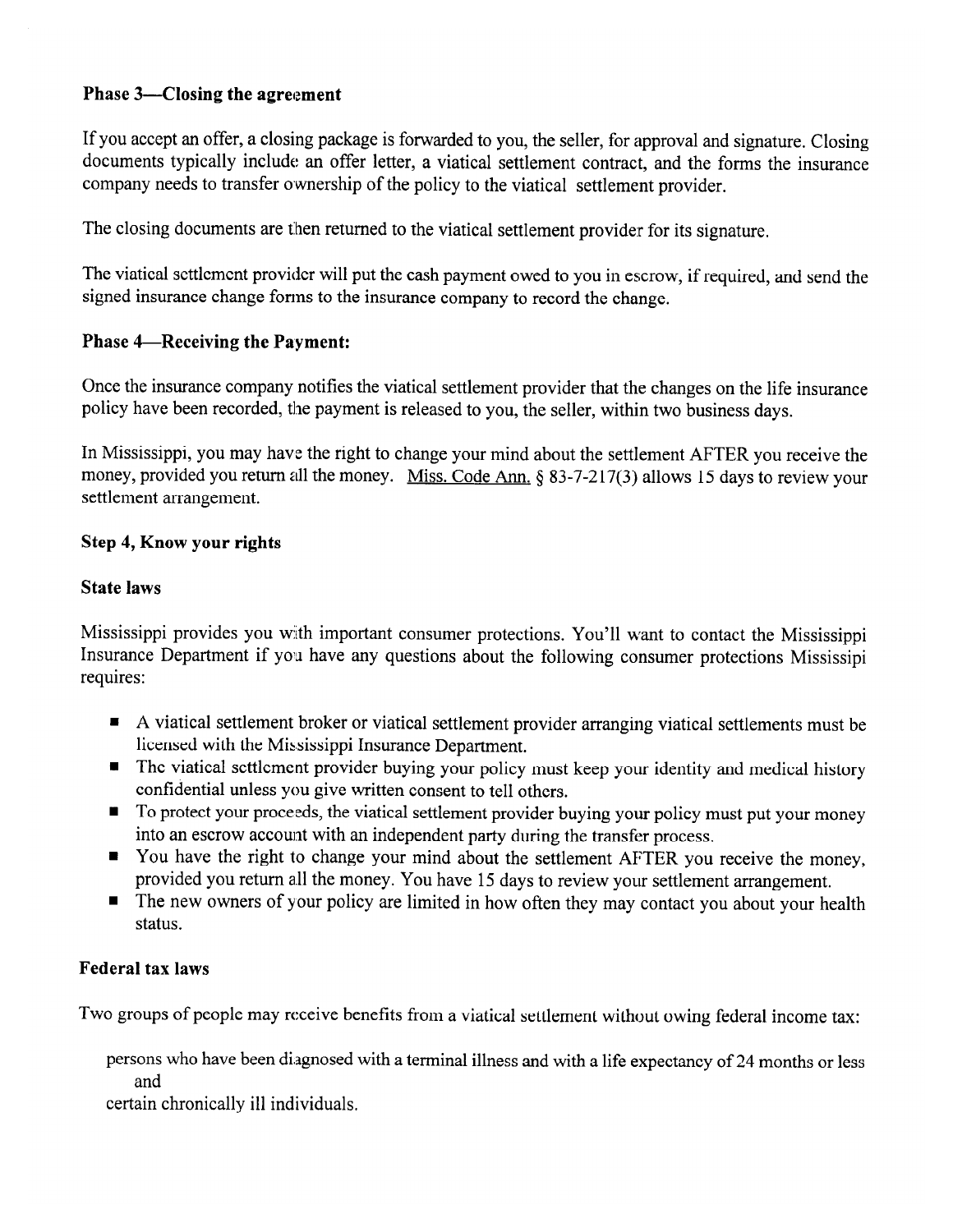### Phase 3—Closing the agreement

If you accept an offer, a closing package is forwarded to you, the seller, for approval and signature. Closing documents typically include an offer letter, a viatical settlement contract, and the forms the insurance company needs to transfer ownership of the policy to the viatical settlement provider.

The closing documents are then returned to the viatical settlement provider for its signature.

The viatical settlement provider will put the cash payment owed to you in escrow, if required, and send the signed insurance change forms to the insurance company to record the change.

### Phase 4—Receiving the Payment:

Once the insurance company notifies the viatical settlement provider that the changes on the life insurance policy have been recorded, the payment is released to you, the seller, within two business days.

In Mississippi, you may have the right to change your mind about the settlement AFTER you receive the money, provided you return all the money. Miss. Code Ann. § 83-7-217(3) allows 15 days to review your settlement arrangement.

### Step 4, Know your rights

### State laws

Mississippi provides you with important consumer protections. You'll want to contact the Mississippi Insurance Department if you have any questions about the following consumer protections Mississipi requires:

- A viatical settlement broker or viatical settlement provider arranging viatical settlements must be licensed with the Mississippi Insurance Department.
- The viatical settlement provider buying your policy must keep your identity and medical history confidential unless you give written consent to tell others.
- To protect your proceeds, the viatical settlement provider buying your policy must put your money into an escrow account with an independent party during the transfer process.
- You have the right to change your mind about the settlement AFTER you receive the money, provided you return all the money. You have 15 days to review your settlement arrangement.
- The new owners of your policy are limited in how often they may contact you about your health status.

### Federal tax laws

Two groups of people may receive benefits from a viatical settlement without owing federal income tax:

persons who have been diagnosed with a terminal illness and with a life expectancy of 24 months or less and

certain chronically ill individuals.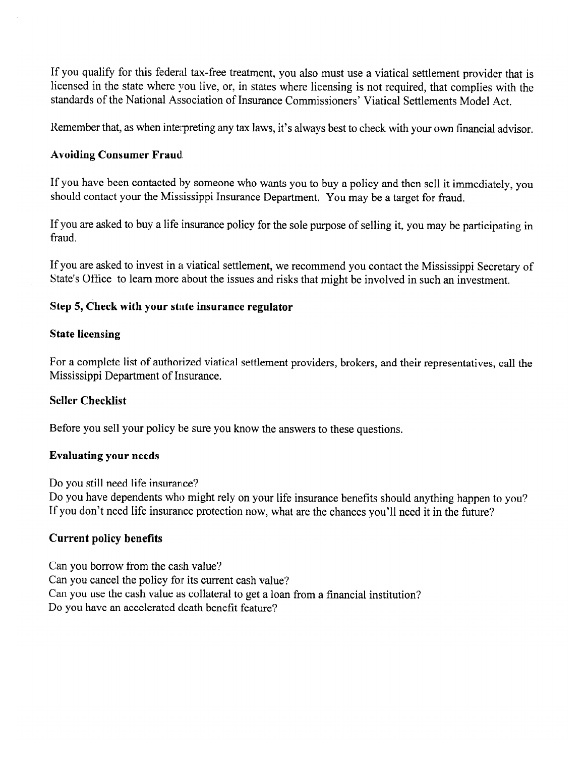If you qualify for this federal tax-free treatment, you also must use a viatical settlement provider that is licensed in the state where you live, or, in states where licensing is not required, that complies with the standards of the National Association of Insurance Commissioners' Viatical Settlements Model Act.

Remember that, as when interpreting any tax laws, it's always best to check with your own financial advisor.

**Avoiding Consumer Fraud**

If you have been contacted by someone who wants you to buy a policy and then sell it immediately, you should contact your the Mississippi Insurance Department. You may be a target for fraud.

If you are asked to buy a life insurance policy for the sole purpose of selling it, you may be participating in fraud.

If you are asked to invest in a viatical settlement, we recommend you contact the Mississippi Secretary of State's Office to learn more about the issues and risks that might be involved in such an investment.

**Step 5, Check with your state insurance regulator**

**State licensing**

For a complete list of authorized viatical settlement providers, brokers, and their representatives, call the Mississippi Department of Insurance.

**Seller Checklist**

Before you sell your policy be sure you know the answers to these questions.

**Evaluating your needs**

Do you still need life insurance?
Do you have dependents who might rely on your life insurance benefits should anything happen to you?
If you don't need life insurance protection now, what are the chances you'll need it in the future?

**Current policy benefits**

Can you borrow from the cash value?
Can you cancel the policy for its current cash value?
Can you use the cash value as collateral to get a loan from a financial institution?
Do you have an accelerated death benefit feature?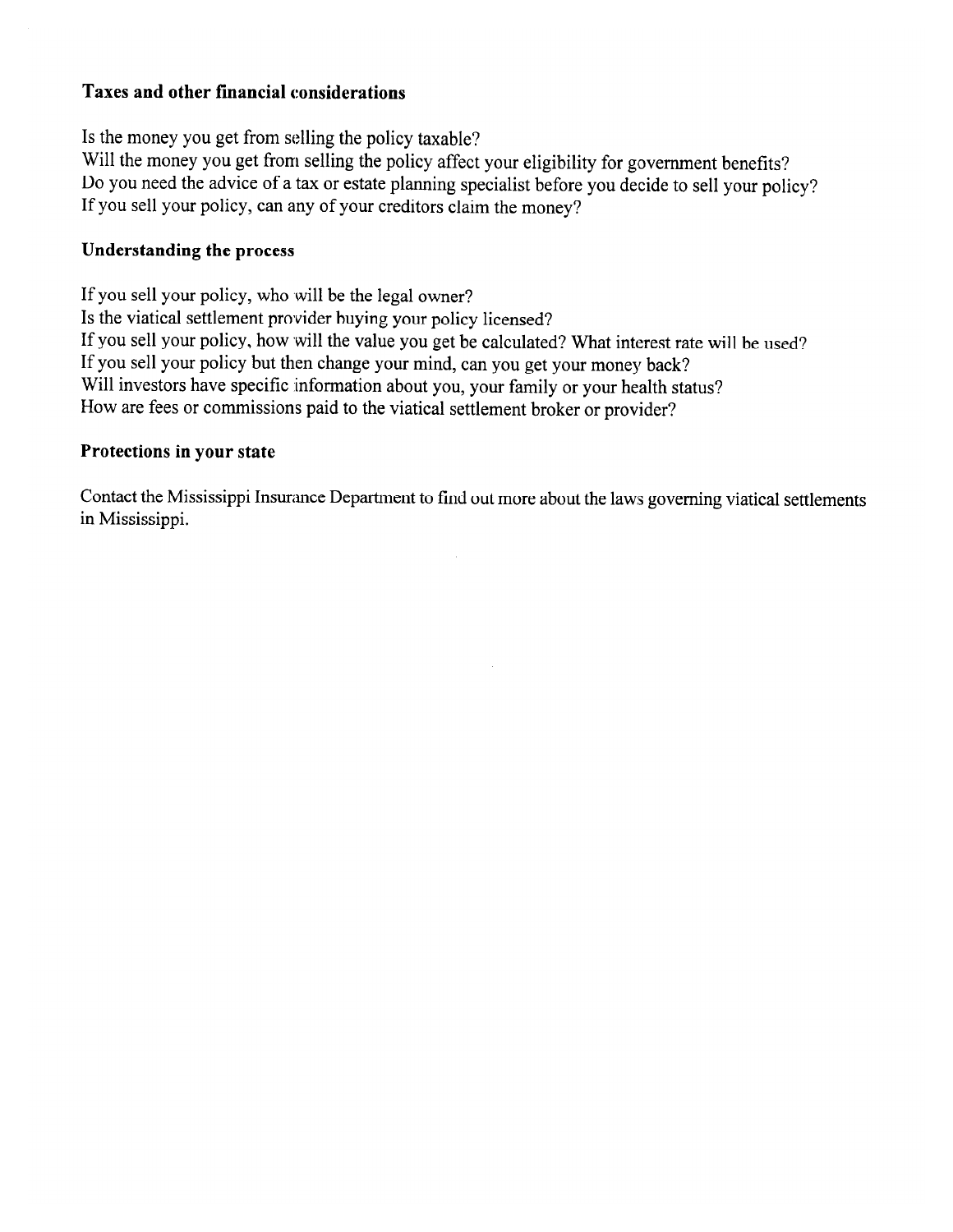### Taxes and other financial considerations

Is the money you get from selling the policy taxable?
Will the money you get from selling the policy affect your eligibility for government benefits?
Do you need the advice of a tax or estate planning specialist before you decide to sell your policy?
If you sell your policy, can any of your creditors claim the money?

### Understanding the process

If you sell your policy, who will be the legal owner?
Is the viatical settlement provider buying your policy licensed?
If you sell your policy, how will the value you get be calculated? What interest rate will be used?
If you sell your policy but then change your mind, can you get your money back?
Will investors have specific information about you, your family or your health status?
How are fees or commissions paid to the viatical settlement broker or provider?

### Protections in your state

Contact the Mississippi Insurance Department to find out more about the laws governing viatical settlements in Mississippi.